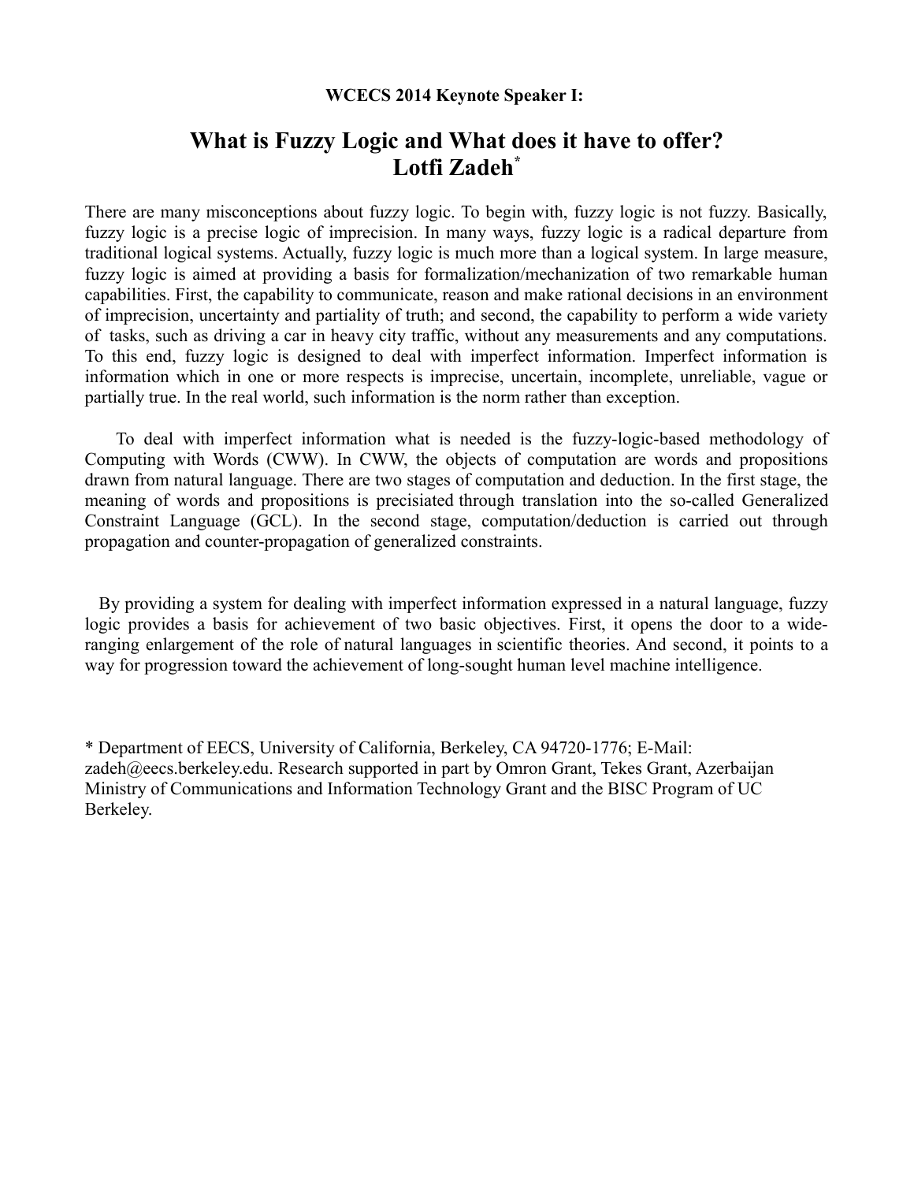**WCECS 2014 Keynote Speaker I:**

# What is Fuzzy Logic and What does it have to offer?
# Lotfi Zadeh*

There are many misconceptions about fuzzy logic. To begin with, fuzzy logic is not fuzzy. Basically, fuzzy logic is a precise logic of imprecision. In many ways, fuzzy logic is a radical departure from traditional logical systems. Actually, fuzzy logic is much more than a logical system. In large measure, fuzzy logic is aimed at providing a basis for formalization/mechanization of two remarkable human capabilities. First, the capability to communicate, reason and make rational decisions in an environment of imprecision, uncertainty and partiality of truth; and second, the capability to perform a wide variety of tasks, such as driving a car in heavy city traffic, without any measurements and any computations. To this end, fuzzy logic is designed to deal with imperfect information. Imperfect information is information which in one or more respects is imprecise, uncertain, incomplete, unreliable, vague or partially true. In the real world, such information is the norm rather than exception.

To deal with imperfect information what is needed is the fuzzy-logic-based methodology of Computing with Words (CWW). In CWW, the objects of computation are words and propositions drawn from natural language. There are two stages of computation and deduction. In the first stage, the meaning of words and propositions is precisiated through translation into the so-called Generalized Constraint Language (GCL). In the second stage, computation/deduction is carried out through propagation and counter-propagation of generalized constraints.

By providing a system for dealing with imperfect information expressed in a natural language, fuzzy logic provides a basis for achievement of two basic objectives. First, it opens the door to a wide-ranging enlargement of the role of natural languages in scientific theories. And second, it points to a way for progression toward the achievement of long-sought human level machine intelligence.

\* Department of EECS, University of California, Berkeley, CA 94720-1776; E-Mail: zadeh@eecs.berkeley.edu. Research supported in part by Omron Grant, Tekes Grant, Azerbaijan Ministry of Communications and Information Technology Grant and the BISC Program of UC Berkeley.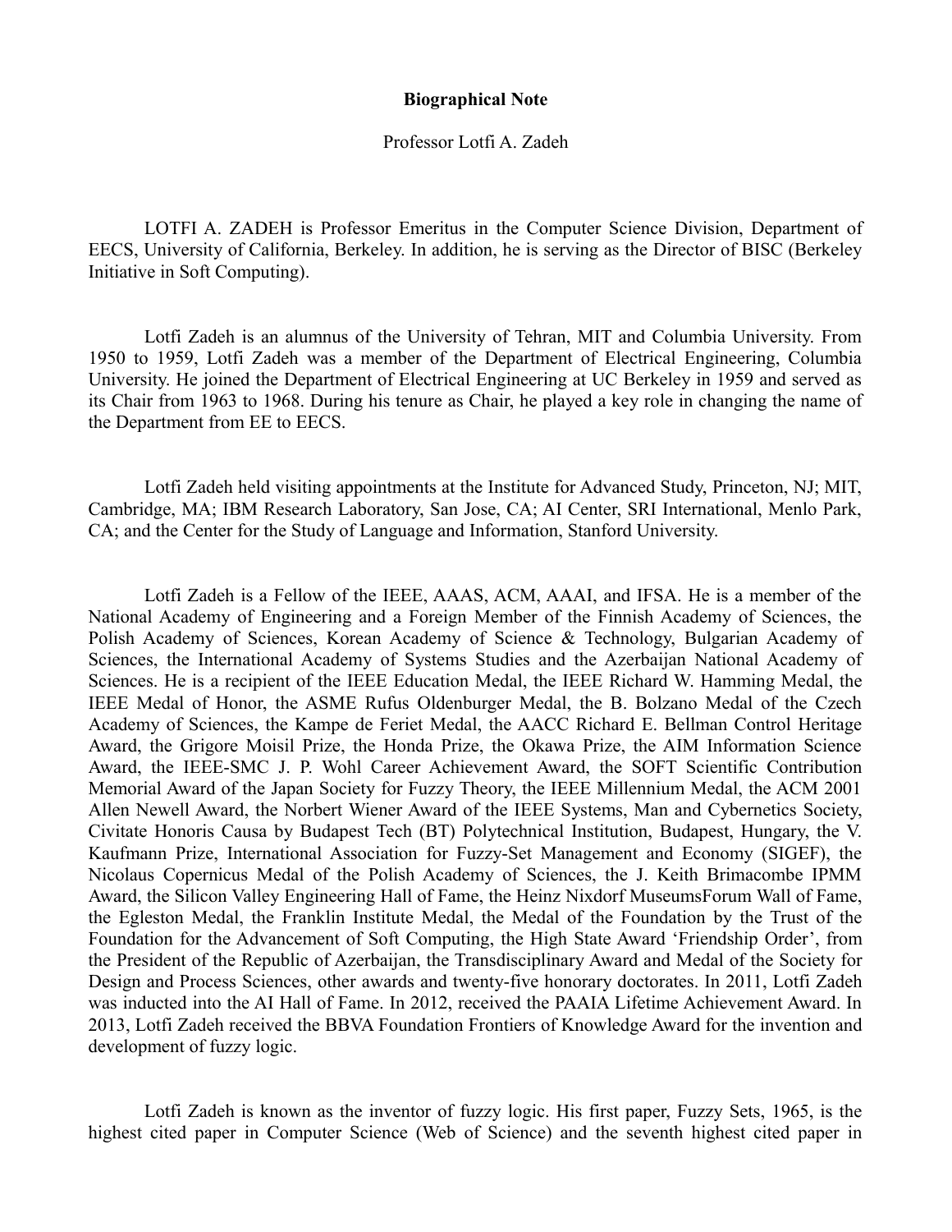**Biographical Note**

Professor Lotfi A. Zadeh

LOTFI A. ZADEH is Professor Emeritus in the Computer Science Division, Department of EECS, University of California, Berkeley. In addition, he is serving as the Director of BISC (Berkeley Initiative in Soft Computing).

Lotfi Zadeh is an alumnus of the University of Tehran, MIT and Columbia University. From 1950 to 1959, Lotfi Zadeh was a member of the Department of Electrical Engineering, Columbia University. He joined the Department of Electrical Engineering at UC Berkeley in 1959 and served as its Chair from 1963 to 1968. During his tenure as Chair, he played a key role in changing the name of the Department from EE to EECS.

Lotfi Zadeh held visiting appointments at the Institute for Advanced Study, Princeton, NJ; MIT, Cambridge, MA; IBM Research Laboratory, San Jose, CA; AI Center, SRI International, Menlo Park, CA; and the Center for the Study of Language and Information, Stanford University.

Lotfi Zadeh is a Fellow of the IEEE, AAAS, ACM, AAAI, and IFSA. He is a member of the National Academy of Engineering and a Foreign Member of the Finnish Academy of Sciences, the Polish Academy of Sciences, Korean Academy of Science & Technology, Bulgarian Academy of Sciences, the International Academy of Systems Studies and the Azerbaijan National Academy of Sciences. He is a recipient of the IEEE Education Medal, the IEEE Richard W. Hamming Medal, the IEEE Medal of Honor, the ASME Rufus Oldenburger Medal, the B. Bolzano Medal of the Czech Academy of Sciences, the Kampe de Feriet Medal, the AACC Richard E. Bellman Control Heritage Award, the Grigore Moisil Prize, the Honda Prize, the Okawa Prize, the AIM Information Science Award, the IEEE-SMC J. P. Wohl Career Achievement Award, the SOFT Scientific Contribution Memorial Award of the Japan Society for Fuzzy Theory, the IEEE Millennium Medal, the ACM 2001 Allen Newell Award, the Norbert Wiener Award of the IEEE Systems, Man and Cybernetics Society, Civitate Honoris Causa by Budapest Tech (BT) Polytechnical Institution, Budapest, Hungary, the V. Kaufmann Prize, International Association for Fuzzy-Set Management and Economy (SIGEF), the Nicolaus Copernicus Medal of the Polish Academy of Sciences, the J. Keith Brimacombe IPMM Award, the Silicon Valley Engineering Hall of Fame, the Heinz Nixdorf MuseumsForum Wall of Fame, the Egleston Medal, the Franklin Institute Medal, the Medal of the Foundation by the Trust of the Foundation for the Advancement of Soft Computing, the High State Award 'Friendship Order', from the President of the Republic of Azerbaijan, the Transdisciplinary Award and Medal of the Society for Design and Process Sciences, other awards and twenty-five honorary doctorates. In 2011, Lotfi Zadeh was inducted into the AI Hall of Fame. In 2012, received the PAAIA Lifetime Achievement Award. In 2013, Lotfi Zadeh received the BBVA Foundation Frontiers of Knowledge Award for the invention and development of fuzzy logic.

Lotfi Zadeh is known as the inventor of fuzzy logic. His first paper, Fuzzy Sets, 1965, is the highest cited paper in Computer Science (Web of Science) and the seventh highest cited paper in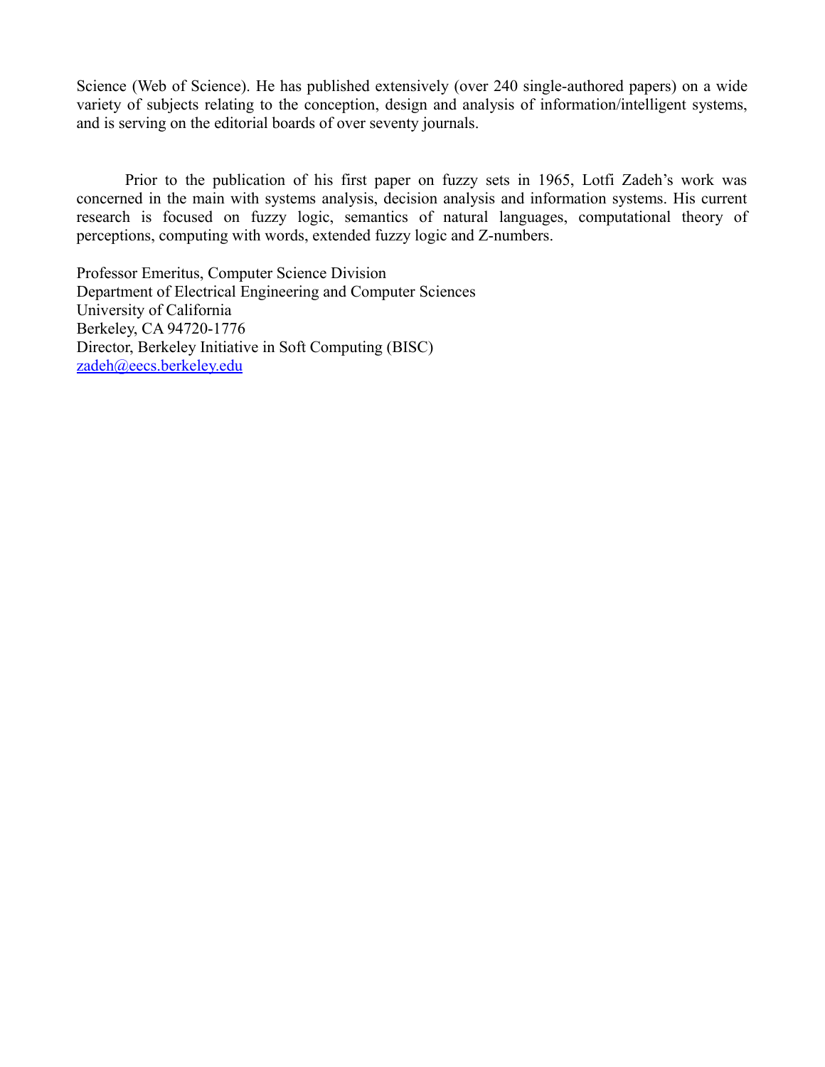Science (Web of Science). He has published extensively (over 240 single-authored papers) on a wide variety of subjects relating to the conception, design and analysis of information/intelligent systems, and is serving on the editorial boards of over seventy journals.

Prior to the publication of his first paper on fuzzy sets in 1965, Lotfi Zadeh's work was concerned in the main with systems analysis, decision analysis and information systems. His current research is focused on fuzzy logic, semantics of natural languages, computational theory of perceptions, computing with words, extended fuzzy logic and Z-numbers.

Professor Emeritus, Computer Science Division  
Department of Electrical Engineering and Computer Sciences  
University of California  
Berkeley, CA 94720-1776  
Director, Berkeley Initiative in Soft Computing (BISC)  
zadeh@eecs.berkeley.edu